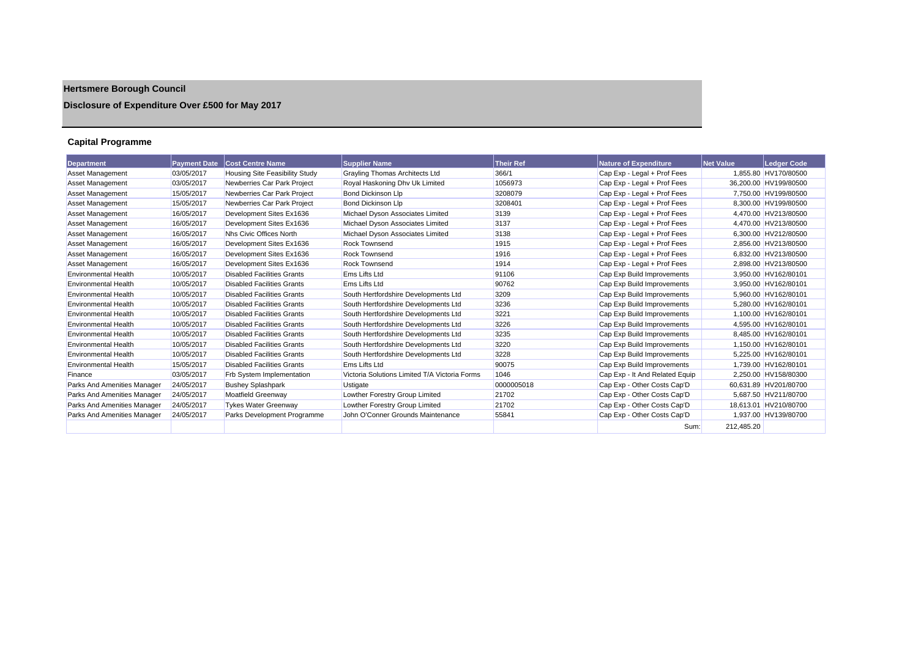# Hertsmere Borough Council

## Disclosure of Expenditure Over £500 for May 2017

### Capital Programme

| Department | Payment Date | Cost Centre Name | Supplier Name | Their Ref | Nature of Expenditure | Net Value | Ledger Code |
|---|---|---|---|---|---|---|---|
| Asset Management | 03/05/2017 | Housing Site Feasibility Study | Grayling Thomas Architects Ltd | 366/1 | Cap Exp - Legal + Prof Fees | 1,855.80 | HV170/80500 |
| Asset Management | 03/05/2017 | Newberries Car Park Project | Royal Haskoning Dhv Uk Limited | 1056973 | Cap Exp - Legal + Prof Fees | 36,200.00 | HV199/80500 |
| Asset Management | 15/05/2017 | Newberries Car Park Project | Bond Dickinson Llp | 3208079 | Cap Exp - Legal + Prof Fees | 7,750.00 | HV199/80500 |
| Asset Management | 15/05/2017 | Newberries Car Park Project | Bond Dickinson Llp | 3208401 | Cap Exp - Legal + Prof Fees | 8,300.00 | HV199/80500 |
| Asset Management | 16/05/2017 | Development Sites Ex1636 | Michael Dyson Associates Limited | 3139 | Cap Exp - Legal + Prof Fees | 4,470.00 | HV213/80500 |
| Asset Management | 16/05/2017 | Development Sites Ex1636 | Michael Dyson Associates Limited | 3137 | Cap Exp - Legal + Prof Fees | 4,470.00 | HV213/80500 |
| Asset Management | 16/05/2017 | Nhs Civic Offices North | Michael Dyson Associates Limited | 3138 | Cap Exp - Legal + Prof Fees | 6,300.00 | HV212/80500 |
| Asset Management | 16/05/2017 | Development Sites Ex1636 | Rock Townsend | 1915 | Cap Exp - Legal + Prof Fees | 2,856.00 | HV213/80500 |
| Asset Management | 16/05/2017 | Development Sites Ex1636 | Rock Townsend | 1916 | Cap Exp - Legal + Prof Fees | 6,832.00 | HV213/80500 |
| Asset Management | 16/05/2017 | Development Sites Ex1636 | Rock Townsend | 1914 | Cap Exp - Legal + Prof Fees | 2,898.00 | HV213/80500 |
| Environmental Health | 10/05/2017 | Disabled Facilities Grants | Ems Lifts Ltd | 91106 | Cap Exp Build Improvements | 3,950.00 | HV162/80101 |
| Environmental Health | 10/05/2017 | Disabled Facilities Grants | Ems Lifts Ltd | 90762 | Cap Exp Build Improvements | 3,950.00 | HV162/80101 |
| Environmental Health | 10/05/2017 | Disabled Facilities Grants | South Hertfordshire Developments Ltd | 3209 | Cap Exp Build Improvements | 5,960.00 | HV162/80101 |
| Environmental Health | 10/05/2017 | Disabled Facilities Grants | South Hertfordshire Developments Ltd | 3236 | Cap Exp Build Improvements | 5,280.00 | HV162/80101 |
| Environmental Health | 10/05/2017 | Disabled Facilities Grants | South Hertfordshire Developments Ltd | 3221 | Cap Exp Build Improvements | 1,100.00 | HV162/80101 |
| Environmental Health | 10/05/2017 | Disabled Facilities Grants | South Hertfordshire Developments Ltd | 3226 | Cap Exp Build Improvements | 4,595.00 | HV162/80101 |
| Environmental Health | 10/05/2017 | Disabled Facilities Grants | South Hertfordshire Developments Ltd | 3235 | Cap Exp Build Improvements | 8,485.00 | HV162/80101 |
| Environmental Health | 10/05/2017 | Disabled Facilities Grants | South Hertfordshire Developments Ltd | 3220 | Cap Exp Build Improvements | 1,150.00 | HV162/80101 |
| Environmental Health | 10/05/2017 | Disabled Facilities Grants | South Hertfordshire Developments Ltd | 3228 | Cap Exp Build Improvements | 5,225.00 | HV162/80101 |
| Environmental Health | 15/05/2017 | Disabled Facilities Grants | Ems Lifts Ltd | 90075 | Cap Exp Build Improvements | 1,739.00 | HV162/80101 |
| Finance | 03/05/2017 | Frb System Implementation | Victoria Solutions Limited T/A Victoria Forms | 1046 | Cap Exp - It And Related Equip | 2,250.00 | HV158/80300 |
| Parks And Amenities Manager | 24/05/2017 | Bushey Splashpark | Ustigate | 0000005018 | Cap Exp - Other Costs Cap'D | 60,631.89 | HV201/80700 |
| Parks And Amenities Manager | 24/05/2017 | Moatfield Greenway | Lowther Forestry Group Limited | 21702 | Cap Exp - Other Costs Cap'D | 5,687.50 | HV211/80700 |
| Parks And Amenities Manager | 24/05/2017 | Tykes Water Greenway | Lowther Forestry Group Limited | 21702 | Cap Exp - Other Costs Cap'D | 18,613.01 | HV210/80700 |
| Parks And Amenities Manager | 24/05/2017 | Parks Development Programme | John O'Conner Grounds Maintenance | 55841 | Cap Exp - Other Costs Cap'D | 1,937.00 | HV139/80700 |
| | | | | | Sum: | 212,485.20 | |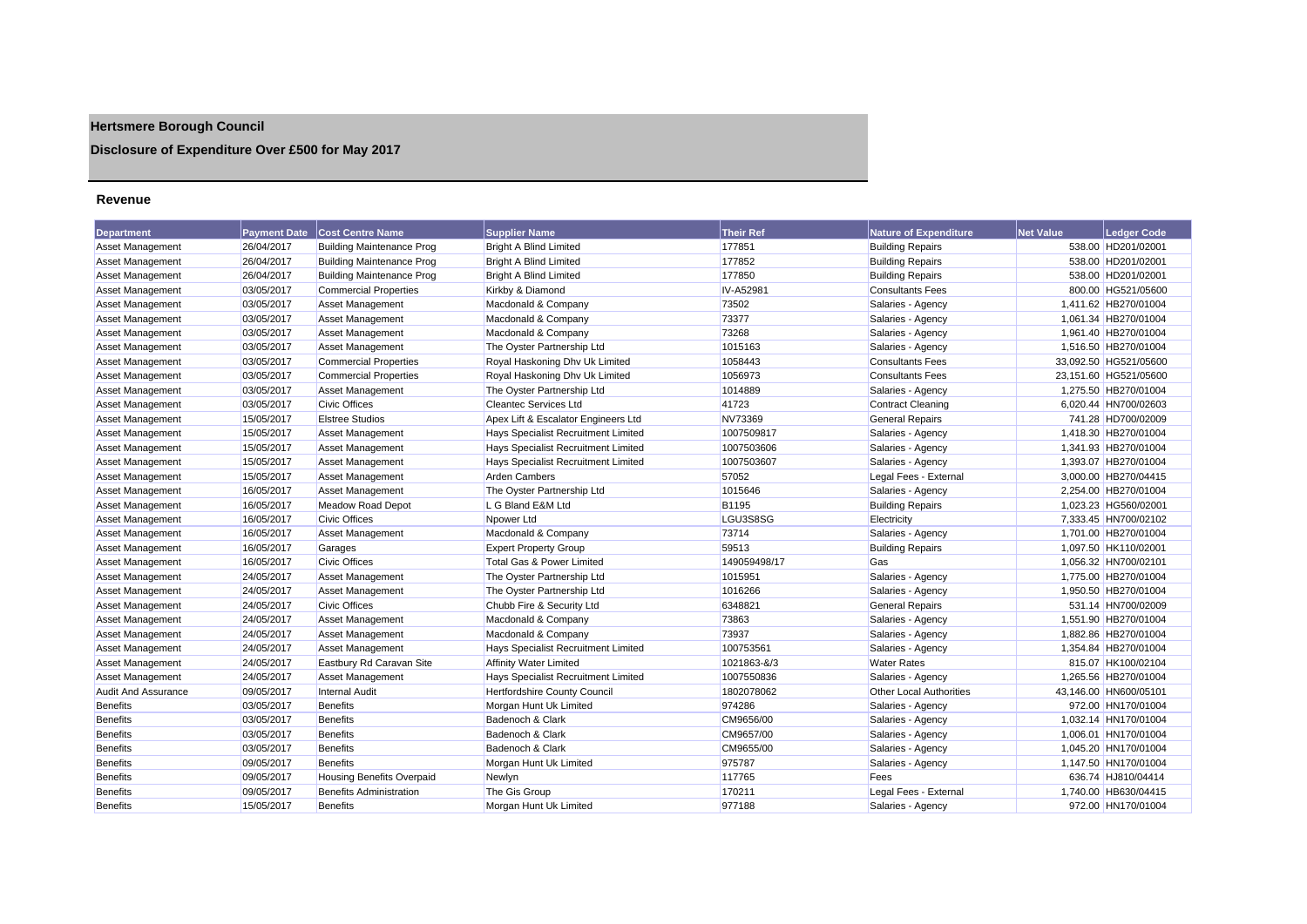# Hertsmere Borough Council

## Disclosure of Expenditure Over £500 for May 2017

### Revenue

| Department | Payment Date | Cost Centre Name | Supplier Name | Their Ref | Nature of Expenditure | Net Value | Ledger Code |
|---|---|---|---|---|---|---|---|
| Asset Management | 26/04/2017 | Building Maintenance Prog | Bright A Blind Limited | 177851 | Building Repairs | 538.00 | HD201/02001 |
| Asset Management | 26/04/2017 | Building Maintenance Prog | Bright A Blind Limited | 177852 | Building Repairs | 538.00 | HD201/02001 |
| Asset Management | 26/04/2017 | Building Maintenance Prog | Bright A Blind Limited | 177850 | Building Repairs | 538.00 | HD201/02001 |
| Asset Management | 03/05/2017 | Commercial Properties | Kirkby & Diamond | IV-A52981 | Consultants Fees | 800.00 | HG521/05600 |
| Asset Management | 03/05/2017 | Asset Management | Macdonald & Company | 73502 | Salaries - Agency | 1,411.62 | HB270/01004 |
| Asset Management | 03/05/2017 | Asset Management | Macdonald & Company | 73377 | Salaries - Agency | 1,061.34 | HB270/01004 |
| Asset Management | 03/05/2017 | Asset Management | Macdonald & Company | 73268 | Salaries - Agency | 1,961.40 | HB270/01004 |
| Asset Management | 03/05/2017 | Asset Management | The Oyster Partnership Ltd | 1015163 | Salaries - Agency | 1,516.50 | HB270/01004 |
| Asset Management | 03/05/2017 | Commercial Properties | Royal Haskoning Dhv Uk Limited | 1058443 | Consultants Fees | 33,092.50 | HG521/05600 |
| Asset Management | 03/05/2017 | Commercial Properties | Royal Haskoning Dhv Uk Limited | 1056973 | Consultants Fees | 23,151.60 | HG521/05600 |
| Asset Management | 03/05/2017 | Asset Management | The Oyster Partnership Ltd | 1014889 | Salaries - Agency | 1,275.50 | HB270/01004 |
| Asset Management | 03/05/2017 | Civic Offices | Cleantec Services Ltd | 41723 | Contract Cleaning | 6,020.44 | HN700/02603 |
| Asset Management | 15/05/2017 | Elstree Studios | Apex Lift & Escalator Engineers Ltd | NV73369 | General Repairs | 741.28 | HD700/02009 |
| Asset Management | 15/05/2017 | Asset Management | Hays Specialist Recruitment Limited | 1007509817 | Salaries - Agency | 1,418.30 | HB270/01004 |
| Asset Management | 15/05/2017 | Asset Management | Hays Specialist Recruitment Limited | 1007503606 | Salaries - Agency | 1,341.93 | HB270/01004 |
| Asset Management | 15/05/2017 | Asset Management | Hays Specialist Recruitment Limited | 1007503607 | Salaries - Agency | 1,393.07 | HB270/01004 |
| Asset Management | 15/05/2017 | Asset Management | Arden Cambers | 57052 | Legal Fees - External | 3,000.00 | HB270/04415 |
| Asset Management | 16/05/2017 | Asset Management | The Oyster Partnership Ltd | 1015646 | Salaries - Agency | 2,254.00 | HB270/01004 |
| Asset Management | 16/05/2017 | Meadow Road Depot | L G Bland E&M Ltd | B1195 | Building Repairs | 1,023.23 | HG560/02001 |
| Asset Management | 16/05/2017 | Civic Offices | Npower Ltd | LGU3S8SG | Electricity | 7,333.45 | HN700/02102 |
| Asset Management | 16/05/2017 | Asset Management | Macdonald & Company | 73714 | Salaries - Agency | 1,701.00 | HB270/01004 |
| Asset Management | 16/05/2017 | Garages | Expert Property Group | 59513 | Building Repairs | 1,097.50 | HK110/02001 |
| Asset Management | 16/05/2017 | Civic Offices | Total Gas & Power Limited | 149059498/17 | Gas | 1,056.32 | HN700/02101 |
| Asset Management | 24/05/2017 | Asset Management | The Oyster Partnership Ltd | 1015951 | Salaries - Agency | 1,775.00 | HB270/01004 |
| Asset Management | 24/05/2017 | Asset Management | The Oyster Partnership Ltd | 1016266 | Salaries - Agency | 1,950.50 | HB270/01004 |
| Asset Management | 24/05/2017 | Civic Offices | Chubb Fire & Security Ltd | 6348821 | General Repairs | 531.14 | HN700/02009 |
| Asset Management | 24/05/2017 | Asset Management | Macdonald & Company | 73863 | Salaries - Agency | 1,551.90 | HB270/01004 |
| Asset Management | 24/05/2017 | Asset Management | Macdonald & Company | 73937 | Salaries - Agency | 1,882.86 | HB270/01004 |
| Asset Management | 24/05/2017 | Asset Management | Hays Specialist Recruitment Limited | 100753561 | Salaries - Agency | 1,354.84 | HB270/01004 |
| Asset Management | 24/05/2017 | Eastbury Rd Caravan Site | Affinity Water Limited | 1021863-&/3 | Water Rates | 815.07 | HK100/02104 |
| Asset Management | 24/05/2017 | Asset Management | Hays Specialist Recruitment Limited | 1007550836 | Salaries - Agency | 1,265.56 | HB270/01004 |
| Audit And Assurance | 09/05/2017 | Internal Audit | Hertfordshire County Council | 1802078062 | Other Local Authorities | 43,146.00 | HN600/05101 |
| Benefits | 03/05/2017 | Benefits | Morgan Hunt Uk Limited | 974286 | Salaries - Agency | 972.00 | HN170/01004 |
| Benefits | 03/05/2017 | Benefits | Badenoch & Clark | CM9656/00 | Salaries - Agency | 1,032.14 | HN170/01004 |
| Benefits | 03/05/2017 | Benefits | Badenoch & Clark | CM9657/00 | Salaries - Agency | 1,006.01 | HN170/01004 |
| Benefits | 03/05/2017 | Benefits | Badenoch & Clark | CM9655/00 | Salaries - Agency | 1,045.20 | HN170/01004 |
| Benefits | 09/05/2017 | Benefits | Morgan Hunt Uk Limited | 975787 | Salaries - Agency | 1,147.50 | HN170/01004 |
| Benefits | 09/05/2017 | Housing Benefits Overpaid | Newlyn | 117765 | Fees | 636.74 | HJ810/04414 |
| Benefits | 09/05/2017 | Benefits Administration | The Gis Group | 170211 | Legal Fees - External | 1,740.00 | HB630/04415 |
| Benefits | 15/05/2017 | Benefits | Morgan Hunt Uk Limited | 977188 | Salaries - Agency | 972.00 | HN170/01004 |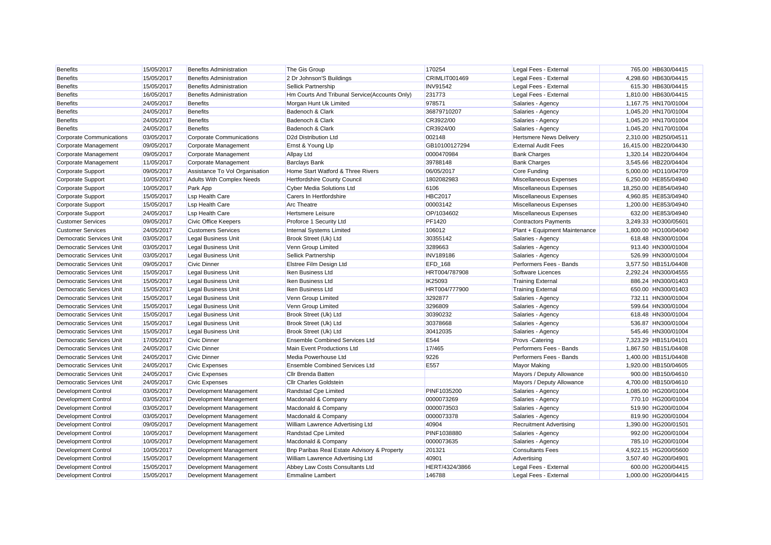| | | | | | | | |
|---|---|---|---|---|---|---|---|
| Benefits | 15/05/2017 | Benefits Administration | The Gis Group | 170254 | Legal Fees - External | 765.00 | HB630/04415 |
| Benefits | 15/05/2017 | Benefits Administration | 2 Dr Johnson'S Buildings | CRIMLIT001469 | Legal Fees - External | 4,298.60 | HB630/04415 |
| Benefits | 15/05/2017 | Benefits Administration | Sellick Partnership | INV91542 | Legal Fees - External | 615.30 | HB630/04415 |
| Benefits | 16/05/2017 | Benefits Administration | Hm Courts And Tribunal Service(Accounts Only) | 231773 | Legal Fees - External | 1,810.00 | HB630/04415 |
| Benefits | 24/05/2017 | Benefits | Morgan Hunt Uk Limited | 978571 | Salaries - Agency | 1,167.75 | HN170/01004 |
| Benefits | 24/05/2017 | Benefits | Badenoch & Clark | 36879710207 | Salaries - Agency | 1,045.20 | HN170/01004 |
| Benefits | 24/05/2017 | Benefits | Badenoch & Clark | CR3922/00 | Salaries - Agency | 1,045.20 | HN170/01004 |
| Benefits | 24/05/2017 | Benefits | Badenoch & Clark | CR3924/00 | Salaries - Agency | 1,045.20 | HN170/01004 |
| Corporate Communications | 03/05/2017 | Corporate Communications | D2d Distribution Ltd | 002148 | Hertsmere News Delivery | 2,310.00 | HB250/04511 |
| Corporate Management | 09/05/2017 | Corporate Management | Ernst & Young Llp | GB10100127294 | External Audit Fees | 16,415.00 | HB220/04430 |
| Corporate Management | 09/05/2017 | Corporate Management | Allpay Ltd | 0000470984 | Bank Charges | 1,320.14 | HB220/04404 |
| Corporate Management | 11/05/2017 | Corporate Management | Barclays Bank | 39788148 | Bank Charges | 3,545.66 | HB220/04404 |
| Corporate Support | 09/05/2017 | Assistance To Vol Organisation | Home Start Watford & Three Rivers | 06/05/2017 | Core Funding | 5,000.00 | HD110/04709 |
| Corporate Support | 10/05/2017 | Adults With Complex Needs | Hertfordshire County Council | 1802082983 | Miscellaneous Expenses | 6,250.00 | HE855/04940 |
| Corporate Support | 10/05/2017 | Park App | Cyber Media Solutions Ltd | 6106 | Miscellaneous Expenses | 18,250.00 | HE854/04940 |
| Corporate Support | 15/05/2017 | Lsp Health Care | Carers In Hertfordshire | HBC2017 | Miscellaneous Expenses | 4,960.85 | HE853/04940 |
| Corporate Support | 15/05/2017 | Lsp Health Care | Arc Theatre | 00003142 | Miscellaneous Expenses | 1,200.00 | HE853/04940 |
| Corporate Support | 24/05/2017 | Lsp Health Care | Hertsmere Leisure | OP/1034602 | Miscellaneous Expenses | 632.00 | HE853/04940 |
| Customer Services | 09/05/2017 | Civic Office Keepers | Proforce 1 Security Ltd | PF1420 | Contractors Payments | 3,249.33 | HO300/05601 |
| Customer Services | 24/05/2017 | Customers Services | Internal Systems Limited | 106012 | Plant + Equipment Maintenance | 1,800.00 | HO100/04040 |
| Democratic Services Unit | 03/05/2017 | Legal Business Unit | Brook Street (Uk) Ltd | 30355142 | Salaries - Agency | 618.48 | HN300/01004 |
| Democratic Services Unit | 03/05/2017 | Legal Business Unit | Venn Group Limited | 3289663 | Salaries - Agency | 913.40 | HN300/01004 |
| Democratic Services Unit | 03/05/2017 | Legal Business Unit | Sellick Partnership | INV189186 | Salaries - Agency | 526.99 | HN300/01004 |
| Democratic Services Unit | 09/05/2017 | Civic Dinner | Elstree Film Design Ltd | EFD_168 | Performers Fees - Bands | 3,577.50 | HB151/04408 |
| Democratic Services Unit | 15/05/2017 | Legal Business Unit | Iken Business Ltd | HRT004/787908 | Software Licences | 2,292.24 | HN300/04555 |
| Democratic Services Unit | 15/05/2017 | Legal Business Unit | Iken Business Ltd | IK25093 | Training External | 886.24 | HN300/01403 |
| Democratic Services Unit | 15/05/2017 | Legal Business Unit | Iken Business Ltd | HRT004/777900 | Training External | 650.00 | HN300/01403 |
| Democratic Services Unit | 15/05/2017 | Legal Business Unit | Venn Group Limited | 3292877 | Salaries - Agency | 732.11 | HN300/01004 |
| Democratic Services Unit | 15/05/2017 | Legal Business Unit | Venn Group Limited | 3296809 | Salaries - Agency | 599.64 | HN300/01004 |
| Democratic Services Unit | 15/05/2017 | Legal Business Unit | Brook Street (Uk) Ltd | 30390232 | Salaries - Agency | 618.48 | HN300/01004 |
| Democratic Services Unit | 15/05/2017 | Legal Business Unit | Brook Street (Uk) Ltd | 30378668 | Salaries - Agency | 536.87 | HN300/01004 |
| Democratic Services Unit | 15/05/2017 | Legal Business Unit | Brook Street (Uk) Ltd | 30412035 | Salaries - Agency | 545.46 | HN300/01004 |
| Democratic Services Unit | 17/05/2017 | Civic Dinner | Ensemble Combined Services Ltd | E544 | Provs -Catering | 7,323.29 | HB151/04101 |
| Democratic Services Unit | 24/05/2017 | Civic Dinner | Main Event Productions Ltd | 17/465 | Performers Fees - Bands | 1,867.50 | HB151/04408 |
| Democratic Services Unit | 24/05/2017 | Civic Dinner | Media Powerhouse Ltd | 9226 | Performers Fees - Bands | 1,400.00 | HB151/04408 |
| Democratic Services Unit | 24/05/2017 | Civic Expenses | Ensemble Combined Services Ltd | E557 | Mayor Making | 1,920.00 | HB150/04605 |
| Democratic Services Unit | 24/05/2017 | Civic Expenses | Cllr Brenda Batten | | Mayors / Deputy Allowance | 900.00 | HB150/04610 |
| Democratic Services Unit | 24/05/2017 | Civic Expenses | Cllr Charles Goldstein | | Mayors / Deputy Allowance | 4,700.00 | HB150/04610 |
| Development Control | 03/05/2017 | Development Management | Randstad Cpe Limited | PINF1035200 | Salaries - Agency | 1,085.00 | HG200/01004 |
| Development Control | 03/05/2017 | Development Management | Macdonald & Company | 0000073269 | Salaries - Agency | 770.10 | HG200/01004 |
| Development Control | 03/05/2017 | Development Management | Macdonald & Company | 0000073503 | Salaries - Agency | 519.90 | HG200/01004 |
| Development Control | 03/05/2017 | Development Management | Macdonald & Company | 0000073378 | Salaries - Agency | 819.90 | HG200/01004 |
| Development Control | 09/05/2017 | Development Management | William Lawrence Advertising Ltd | 40904 | Recruitment Advertising | 1,390.00 | HG200/01501 |
| Development Control | 10/05/2017 | Development Management | Randstad Cpe Limited | PINF1038880 | Salaries - Agency | 992.00 | HG200/01004 |
| Development Control | 10/05/2017 | Development Management | Macdonald & Company | 0000073635 | Salaries - Agency | 785.10 | HG200/01004 |
| Development Control | 10/05/2017 | Development Management | Bnp Paribas Real Estate Advisory & Property | 201321 | Consultants Fees | 4,922.15 | HG200/05600 |
| Development Control | 15/05/2017 | Development Management | William Lawrence Advertising Ltd | 40901 | Advertising | 3,507.40 | HG200/04901 |
| Development Control | 15/05/2017 | Development Management | Abbey Law Costs Consultants Ltd | HERT/4324/3866 | Legal Fees - External | 600.00 | HG200/04415 |
| Development Control | 15/05/2017 | Development Management | Emmaline Lambert | 146788 | Legal Fees - External | 1,000.00 | HG200/04415 |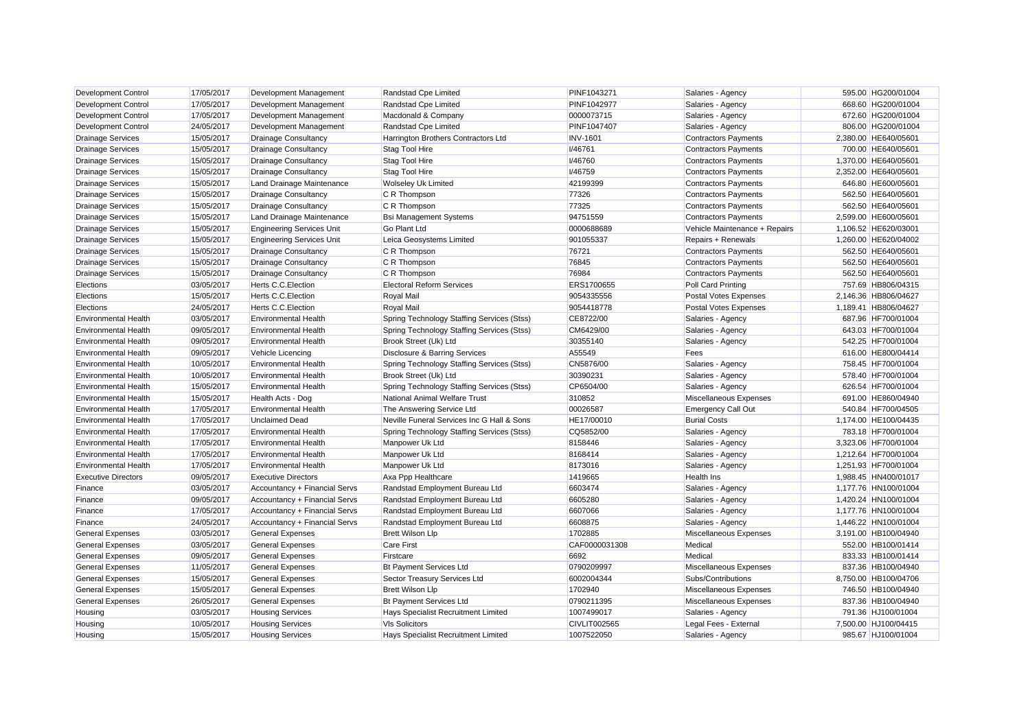| Development Control | 17/05/2017 | Development Management | Randstad Cpe Limited | PINF1043271 | Salaries - Agency | 595.00 | HG200/01004 |
|---|---|---|---|---|---|---|---|
| Development Control | 17/05/2017 | Development Management | Randstad Cpe Limited | PINF1042977 | Salaries - Agency | 668.60 | HG200/01004 |
| Development Control | 17/05/2017 | Development Management | Macdonald & Company | 0000073715 | Salaries - Agency | 672.60 | HG200/01004 |
| Development Control | 24/05/2017 | Development Management | Randstad Cpe Limited | PINF1047407 | Salaries - Agency | 806.00 | HG200/01004 |
| Drainage Services | 15/05/2017 | Drainage Consultancy | Harrington Brothers Contractors Ltd | INV-1601 | Contractors Payments | 2,380.00 | HE640/05601 |
| Drainage Services | 15/05/2017 | Drainage Consultancy | Stag Tool Hire | I/46761 | Contractors Payments | 700.00 | HE640/05601 |
| Drainage Services | 15/05/2017 | Drainage Consultancy | Stag Tool Hire | I/46760 | Contractors Payments | 1,370.00 | HE640/05601 |
| Drainage Services | 15/05/2017 | Drainage Consultancy | Stag Tool Hire | I/46759 | Contractors Payments | 2,352.00 | HE640/05601 |
| Drainage Services | 15/05/2017 | Land Drainage Maintenance | Wolseley Uk Limited | 42199399 | Contractors Payments | 646.80 | HE600/05601 |
| Drainage Services | 15/05/2017 | Drainage Consultancy | C R Thompson | 77326 | Contractors Payments | 562.50 | HE640/05601 |
| Drainage Services | 15/05/2017 | Drainage Consultancy | C R Thompson | 77325 | Contractors Payments | 562.50 | HE640/05601 |
| Drainage Services | 15/05/2017 | Land Drainage Maintenance | Bsi Management Systems | 94751559 | Contractors Payments | 2,599.00 | HE600/05601 |
| Drainage Services | 15/05/2017 | Engineering Services Unit | Go Plant Ltd | 0000688689 | Vehicle Maintenance + Repairs | 1,106.52 | HE620/03001 |
| Drainage Services | 15/05/2017 | Engineering Services Unit | Leica Geosystems Limited | 901055337 | Repairs + Renewals | 1,260.00 | HE620/04002 |
| Drainage Services | 15/05/2017 | Drainage Consultancy | C R Thompson | 76721 | Contractors Payments | 562.50 | HE640/05601 |
| Drainage Services | 15/05/2017 | Drainage Consultancy | C R Thompson | 76845 | Contractors Payments | 562.50 | HE640/05601 |
| Drainage Services | 15/05/2017 | Drainage Consultancy | C R Thompson | 76984 | Contractors Payments | 562.50 | HE640/05601 |
| Elections | 03/05/2017 | Herts C.C.Election | Electoral Reform Services | ERS1700655 | Poll Card Printing | 757.69 | HB806/04315 |
| Elections | 15/05/2017 | Herts C.C.Election | Royal Mail | 9054335556 | Postal Votes Expenses | 2,146.36 | HB806/04627 |
| Elections | 24/05/2017 | Herts C.C.Election | Royal Mail | 9054418778 | Postal Votes Expenses | 1,189.41 | HB806/04627 |
| Environmental Health | 03/05/2017 | Environmental Health | Spring Technology Staffing Services (Stss) | CE8722/00 | Salaries - Agency | 687.96 | HF700/01004 |
| Environmental Health | 09/05/2017 | Environmental Health | Spring Technology Staffing Services (Stss) | CM6429/00 | Salaries - Agency | 643.03 | HF700/01004 |
| Environmental Health | 09/05/2017 | Environmental Health | Brook Street (Uk) Ltd | 30355140 | Salaries - Agency | 542.25 | HF700/01004 |
| Environmental Health | 09/05/2017 | Vehicle Licencing | Disclosure & Barring Services | A55549 | Fees | 616.00 | HE800/04414 |
| Environmental Health | 10/05/2017 | Environmental Health | Spring Technology Staffing Services (Stss) | CN5876/00 | Salaries - Agency | 758.45 | HF700/01004 |
| Environmental Health | 10/05/2017 | Environmental Health | Brook Street (Uk) Ltd | 30390231 | Salaries - Agency | 578.40 | HF700/01004 |
| Environmental Health | 15/05/2017 | Environmental Health | Spring Technology Staffing Services (Stss) | CP6504/00 | Salaries - Agency | 626.54 | HF700/01004 |
| Environmental Health | 15/05/2017 | Health Acts - Dog | National Animal Welfare Trust | 310852 | Miscellaneous Expenses | 691.00 | HE860/04940 |
| Environmental Health | 17/05/2017 | Environmental Health | The Answering Service Ltd | 00026587 | Emergency Call Out | 540.84 | HF700/04505 |
| Environmental Health | 17/05/2017 | Unclaimed Dead | Neville Funeral Services Inc G Hall & Sons | HE17/00010 | Burial Costs | 1,174.00 | HE100/04435 |
| Environmental Health | 17/05/2017 | Environmental Health | Spring Technology Staffing Services (Stss) | CQ5852/00 | Salaries - Agency | 783.18 | HF700/01004 |
| Environmental Health | 17/05/2017 | Environmental Health | Manpower Uk Ltd | 8158446 | Salaries - Agency | 3,323.06 | HF700/01004 |
| Environmental Health | 17/05/2017 | Environmental Health | Manpower Uk Ltd | 8168414 | Salaries - Agency | 1,212.64 | HF700/01004 |
| Environmental Health | 17/05/2017 | Environmental Health | Manpower Uk Ltd | 8173016 | Salaries - Agency | 1,251.93 | HF700/01004 |
| Executive Directors | 09/05/2017 | Executive Directors | Axa Ppp Healthcare | 1419665 | Health Ins | 1,988.45 | HN400/01017 |
| Finance | 03/05/2017 | Accountancy + Financial Servs | Randstad Employment Bureau Ltd | 6603474 | Salaries - Agency | 1,177.76 | HN100/01004 |
| Finance | 09/05/2017 | Accountancy + Financial Servs | Randstad Employment Bureau Ltd | 6605280 | Salaries - Agency | 1,420.24 | HN100/01004 |
| Finance | 17/05/2017 | Accountancy + Financial Servs | Randstad Employment Bureau Ltd | 6607066 | Salaries - Agency | 1,177.76 | HN100/01004 |
| Finance | 24/05/2017 | Accountancy + Financial Servs | Randstad Employment Bureau Ltd | 6608875 | Salaries - Agency | 1,446.22 | HN100/01004 |
| General Expenses | 03/05/2017 | General Expenses | Brett Wilson Llp | 1702885 | Miscellaneous Expenses | 3,191.00 | HB100/04940 |
| General Expenses | 03/05/2017 | General Expenses | Care First | CAF0000031308 | Medical | 552.00 | HB100/01414 |
| General Expenses | 09/05/2017 | General Expenses | Firstcare | 6692 | Medical | 833.33 | HB100/01414 |
| General Expenses | 11/05/2017 | General Expenses | Bt Payment Services Ltd | 0790209997 | Miscellaneous Expenses | 837.36 | HB100/04940 |
| General Expenses | 15/05/2017 | General Expenses | Sector Treasury Services Ltd | 6002004344 | Subs/Contributions | 8,750.00 | HB100/04706 |
| General Expenses | 15/05/2017 | General Expenses | Brett Wilson Llp | 1702940 | Miscellaneous Expenses | 746.50 | HB100/04940 |
| General Expenses | 26/05/2017 | General Expenses | Bt Payment Services Ltd | 0790211395 | Miscellaneous Expenses | 837.36 | HB100/04940 |
| Housing | 03/05/2017 | Housing Services | Hays Specialist Recruitment Limited | 1007499017 | Salaries - Agency | 791.36 | HJ100/01004 |
| Housing | 10/05/2017 | Housing Services | Vls Solicitors | CIVLIT002565 | Legal Fees - External | 7,500.00 | HJ100/04415 |
| Housing | 15/05/2017 | Housing Services | Hays Specialist Recruitment Limited | 1007522050 | Salaries - Agency | 985.67 | HJ100/01004 |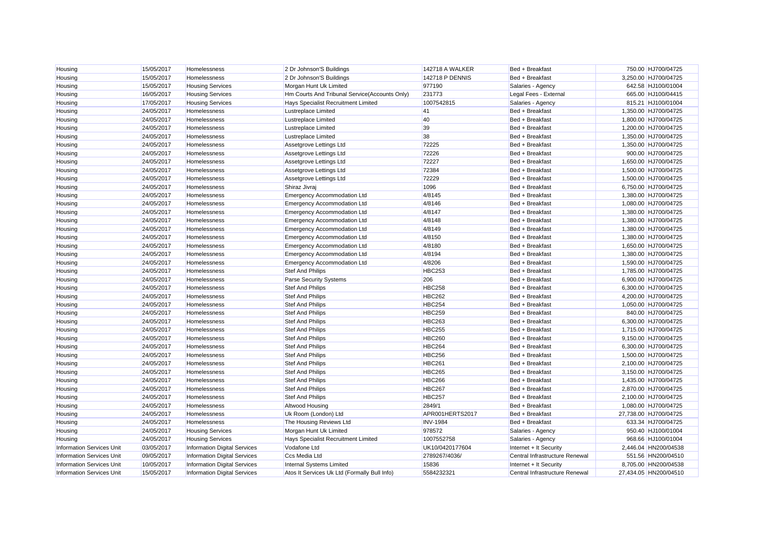| Housing | 15/05/2017 | Homelessness | 2 Dr Johnson'S Buildings | 142718 A WALKER | Bed + Breakfast | 750.00 | HJ700/04725 |
|---|---|---|---|---|---|---|---|
| Housing | 15/05/2017 | Homelessness | 2 Dr Johnson'S Buildings | 142718 P DENNIS | Bed + Breakfast | 3,250.00 | HJ700/04725 |
| Housing | 15/05/2017 | Housing Services | Morgan Hunt Uk Limited | 977190 | Salaries - Agency | 642.58 | HJ100/01004 |
| Housing | 16/05/2017 | Housing Services | Hm Courts And Tribunal Service(Accounts Only) | 231773 | Legal Fees - External | 665.00 | HJ100/04415 |
| Housing | 17/05/2017 | Housing Services | Hays Specialist Recruitment Limited | 1007542815 | Salaries - Agency | 815.21 | HJ100/01004 |
| Housing | 24/05/2017 | Homelessness | Lustreplace Limited | 41 | Bed + Breakfast | 1,350.00 | HJ700/04725 |
| Housing | 24/05/2017 | Homelessness | Lustreplace Limited | 40 | Bed + Breakfast | 1,800.00 | HJ700/04725 |
| Housing | 24/05/2017 | Homelessness | Lustreplace Limited | 39 | Bed + Breakfast | 1,200.00 | HJ700/04725 |
| Housing | 24/05/2017 | Homelessness | Lustreplace Limited | 38 | Bed + Breakfast | 1,350.00 | HJ700/04725 |
| Housing | 24/05/2017 | Homelessness | Assetgrove Lettings Ltd | 72225 | Bed + Breakfast | 1,350.00 | HJ700/04725 |
| Housing | 24/05/2017 | Homelessness | Assetgrove Lettings Ltd | 72226 | Bed + Breakfast | 900.00 | HJ700/04725 |
| Housing | 24/05/2017 | Homelessness | Assetgrove Lettings Ltd | 72227 | Bed + Breakfast | 1,650.00 | HJ700/04725 |
| Housing | 24/05/2017 | Homelessness | Assetgrove Lettings Ltd | 72384 | Bed + Breakfast | 1,500.00 | HJ700/04725 |
| Housing | 24/05/2017 | Homelessness | Assetgrove Lettings Ltd | 72229 | Bed + Breakfast | 1,500.00 | HJ700/04725 |
| Housing | 24/05/2017 | Homelessness | Shiraz Jivraj | 1096 | Bed + Breakfast | 6,750.00 | HJ700/04725 |
| Housing | 24/05/2017 | Homelessness | Emergency Accommodation Ltd | 4/8145 | Bed + Breakfast | 1,380.00 | HJ700/04725 |
| Housing | 24/05/2017 | Homelessness | Emergency Accommodation Ltd | 4/8146 | Bed + Breakfast | 1,080.00 | HJ700/04725 |
| Housing | 24/05/2017 | Homelessness | Emergency Accommodation Ltd | 4/8147 | Bed + Breakfast | 1,380.00 | HJ700/04725 |
| Housing | 24/05/2017 | Homelessness | Emergency Accommodation Ltd | 4/8148 | Bed + Breakfast | 1,380.00 | HJ700/04725 |
| Housing | 24/05/2017 | Homelessness | Emergency Accommodation Ltd | 4/8149 | Bed + Breakfast | 1,380.00 | HJ700/04725 |
| Housing | 24/05/2017 | Homelessness | Emergency Accommodation Ltd | 4/8150 | Bed + Breakfast | 1,380.00 | HJ700/04725 |
| Housing | 24/05/2017 | Homelessness | Emergency Accommodation Ltd | 4/8180 | Bed + Breakfast | 1,650.00 | HJ700/04725 |
| Housing | 24/05/2017 | Homelessness | Emergency Accommodation Ltd | 4/8194 | Bed + Breakfast | 1,380.00 | HJ700/04725 |
| Housing | 24/05/2017 | Homelessness | Emergency Accommodation Ltd | 4/8206 | Bed + Breakfast | 1,590.00 | HJ700/04725 |
| Housing | 24/05/2017 | Homelessness | Stef And Philips | HBC253 | Bed + Breakfast | 1,785.00 | HJ700/04725 |
| Housing | 24/05/2017 | Homelessness | Parse Security Systems | 206 | Bed + Breakfast | 6,900.00 | HJ700/04725 |
| Housing | 24/05/2017 | Homelessness | Stef And Philips | HBC258 | Bed + Breakfast | 6,300.00 | HJ700/04725 |
| Housing | 24/05/2017 | Homelessness | Stef And Philips | HBC262 | Bed + Breakfast | 4,200.00 | HJ700/04725 |
| Housing | 24/05/2017 | Homelessness | Stef And Philips | HBC254 | Bed + Breakfast | 1,050.00 | HJ700/04725 |
| Housing | 24/05/2017 | Homelessness | Stef And Philips | HBC259 | Bed + Breakfast | 840.00 | HJ700/04725 |
| Housing | 24/05/2017 | Homelessness | Stef And Philips | HBC263 | Bed + Breakfast | 6,300.00 | HJ700/04725 |
| Housing | 24/05/2017 | Homelessness | Stef And Philips | HBC255 | Bed + Breakfast | 1,715.00 | HJ700/04725 |
| Housing | 24/05/2017 | Homelessness | Stef And Philips | HBC260 | Bed + Breakfast | 9,150.00 | HJ700/04725 |
| Housing | 24/05/2017 | Homelessness | Stef And Philips | HBC264 | Bed + Breakfast | 6,300.00 | HJ700/04725 |
| Housing | 24/05/2017 | Homelessness | Stef And Philips | HBC256 | Bed + Breakfast | 1,500.00 | HJ700/04725 |
| Housing | 24/05/2017 | Homelessness | Stef And Philips | HBC261 | Bed + Breakfast | 2,100.00 | HJ700/04725 |
| Housing | 24/05/2017 | Homelessness | Stef And Philips | HBC265 | Bed + Breakfast | 3,150.00 | HJ700/04725 |
| Housing | 24/05/2017 | Homelessness | Stef And Philips | HBC266 | Bed + Breakfast | 1,435.00 | HJ700/04725 |
| Housing | 24/05/2017 | Homelessness | Stef And Philips | HBC267 | Bed + Breakfast | 2,870.00 | HJ700/04725 |
| Housing | 24/05/2017 | Homelessness | Stef And Philips | HBC257 | Bed + Breakfast | 2,100.00 | HJ700/04725 |
| Housing | 24/05/2017 | Homelessness | Altwood Housing | 2849/1 | Bed + Breakfast | 1,080.00 | HJ700/04725 |
| Housing | 24/05/2017 | Homelessness | Uk Room (London) Ltd | APR001HERTS2017 | Bed + Breakfast | 27,738.00 | HJ700/04725 |
| Housing | 24/05/2017 | Homelessness | The Housing Reviews Ltd | INV-1984 | Bed + Breakfast | 633.34 | HJ700/04725 |
| Housing | 24/05/2017 | Housing Services | Morgan Hunt Uk Limited | 978572 | Salaries - Agency | 950.40 | HJ100/01004 |
| Housing | 24/05/2017 | Housing Services | Hays Specialist Recruitment Limited | 1007552758 | Salaries - Agency | 968.66 | HJ100/01004 |
| Information Services Unit | 03/05/2017 | Information Digital Services | Vodafone Ltd | UK10/0420177604 | Internet + It Security | 2,446.04 | HN200/04538 |
| Information Services Unit | 09/05/2017 | Information Digital Services | Ccs Media Ltd | 2789267/4036/ | Central Infrastructure Renewal | 551.56 | HN200/04510 |
| Information Services Unit | 10/05/2017 | Information Digital Services | Internal Systems Limited | 15836 | Internet + It Security | 8,705.00 | HN200/04538 |
| Information Services Unit | 15/05/2017 | Information Digital Services | Atos It Services Uk Ltd (Formally Bull Info) | 5584232321 | Central Infrastructure Renewal | 27,434.05 | HN200/04510 |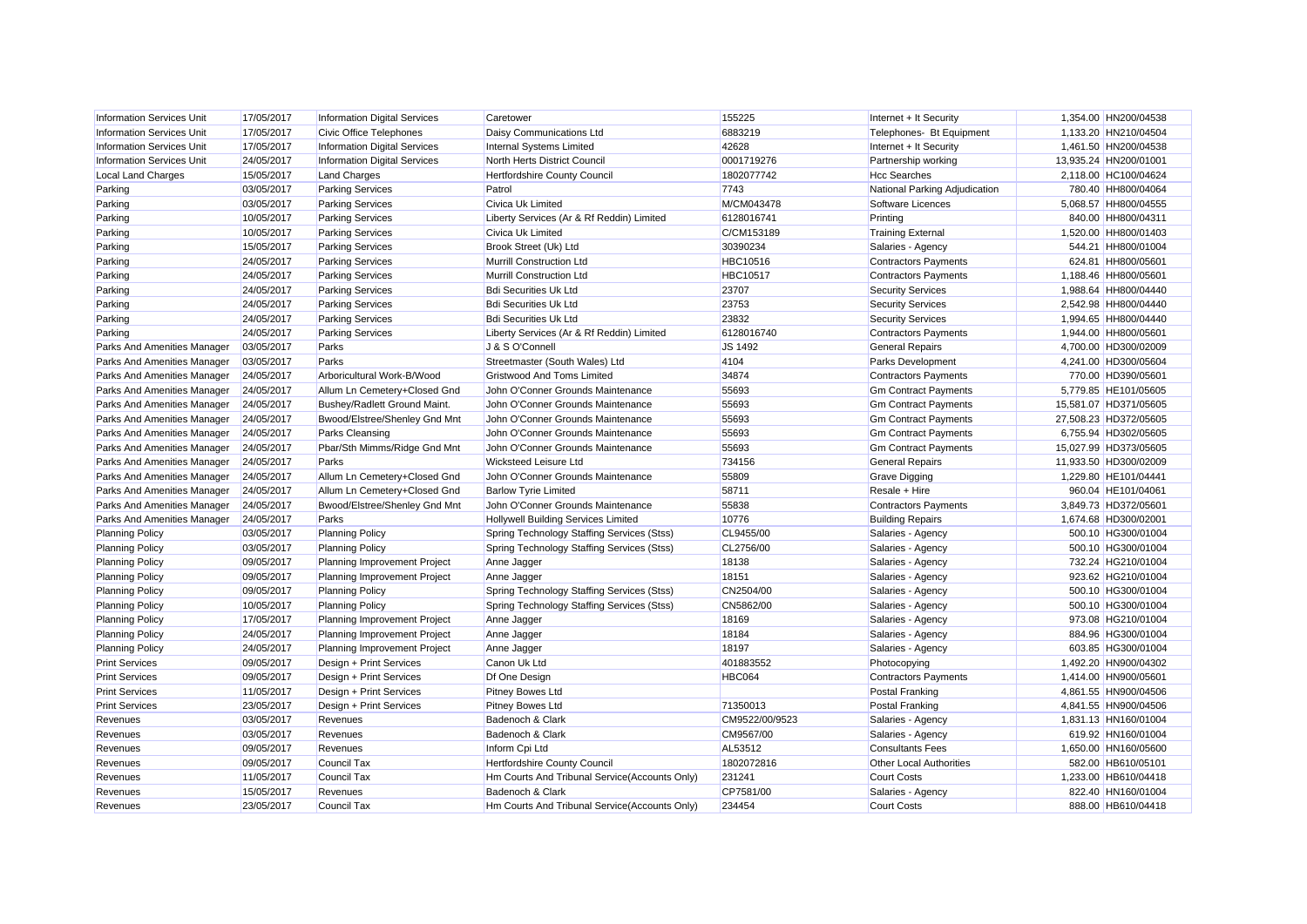| | | | | | | | |
|---|---|---|---|---|---|---|---|
| Information Services Unit | 17/05/2017 | Information Digital Services | Caretower | 155225 | Internet + It Security | 1,354.00 | HN200/04538 |
| Information Services Unit | 17/05/2017 | Civic Office Telephones | Daisy Communications Ltd | 6883219 | Telephones- Bt Equipment | 1,133.20 | HN210/04504 |
| Information Services Unit | 17/05/2017 | Information Digital Services | Internal Systems Limited | 42628 | Internet + It Security | 1,461.50 | HN200/04538 |
| Information Services Unit | 24/05/2017 | Information Digital Services | North Herts District Council | 0001719276 | Partnership working | 13,935.24 | HN200/01001 |
| Local Land Charges | 15/05/2017 | Land Charges | Hertfordshire County Council | 1802077742 | Hcc Searches | 2,118.00 | HC100/04624 |
| Parking | 03/05/2017 | Parking Services | Patrol | 7743 | National Parking Adjudication | 780.40 | HH800/04064 |
| Parking | 03/05/2017 | Parking Services | Civica Uk Limited | M/CM043478 | Software Licences | 5,068.57 | HH800/04555 |
| Parking | 10/05/2017 | Parking Services | Liberty Services (Ar & Rf Reddin) Limited | 6128016741 | Printing | 840.00 | HH800/04311 |
| Parking | 10/05/2017 | Parking Services | Civica Uk Limited | C/CM153189 | Training External | 1,520.00 | HH800/01403 |
| Parking | 15/05/2017 | Parking Services | Brook Street (Uk) Ltd | 30390234 | Salaries - Agency | 544.21 | HH800/01004 |
| Parking | 24/05/2017 | Parking Services | Murrill Construction Ltd | HBC10516 | Contractors Payments | 624.81 | HH800/05601 |
| Parking | 24/05/2017 | Parking Services | Murrill Construction Ltd | HBC10517 | Contractors Payments | 1,188.46 | HH800/05601 |
| Parking | 24/05/2017 | Parking Services | Bdi Securities Uk Ltd | 23707 | Security Services | 1,988.64 | HH800/04440 |
| Parking | 24/05/2017 | Parking Services | Bdi Securities Uk Ltd | 23753 | Security Services | 2,542.98 | HH800/04440 |
| Parking | 24/05/2017 | Parking Services | Bdi Securities Uk Ltd | 23832 | Security Services | 1,994.65 | HH800/04440 |
| Parking | 24/05/2017 | Parking Services | Liberty Services (Ar & Rf Reddin) Limited | 6128016740 | Contractors Payments | 1,944.00 | HH800/05601 |
| Parks And Amenities Manager | 03/05/2017 | Parks | J & S O'Connell | JS 1492 | General Repairs | 4,700.00 | HD300/02009 |
| Parks And Amenities Manager | 03/05/2017 | Parks | Streetmaster (South Wales) Ltd | 4104 | Parks Development | 4,241.00 | HD300/05604 |
| Parks And Amenities Manager | 24/05/2017 | Arboricultural Work-B/Wood | Gristwood And Toms Limited | 34874 | Contractors Payments | 770.00 | HD390/05601 |
| Parks And Amenities Manager | 24/05/2017 | Allum Ln Cemetery+Closed Gnd | John O'Conner Grounds Maintenance | 55693 | Gm Contract Payments | 5,779.85 | HE101/05605 |
| Parks And Amenities Manager | 24/05/2017 | Bushey/Radlett Ground Maint. | John O'Conner Grounds Maintenance | 55693 | Gm Contract Payments | 15,581.07 | HD371/05605 |
| Parks And Amenities Manager | 24/05/2017 | Bwood/Elstree/Shenley Gnd Mnt | John O'Conner Grounds Maintenance | 55693 | Gm Contract Payments | 27,508.23 | HD372/05605 |
| Parks And Amenities Manager | 24/05/2017 | Parks Cleansing | John O'Conner Grounds Maintenance | 55693 | Gm Contract Payments | 6,755.94 | HD302/05605 |
| Parks And Amenities Manager | 24/05/2017 | Pbar/Sth Mimms/Ridge Gnd Mnt | John O'Conner Grounds Maintenance | 55693 | Gm Contract Payments | 15,027.99 | HD373/05605 |
| Parks And Amenities Manager | 24/05/2017 | Parks | Wicksteed Leisure Ltd | 734156 | General Repairs | 11,933.50 | HD300/02009 |
| Parks And Amenities Manager | 24/05/2017 | Allum Ln Cemetery+Closed Gnd | John O'Conner Grounds Maintenance | 55809 | Grave Digging | 1,229.80 | HE101/04441 |
| Parks And Amenities Manager | 24/05/2017 | Allum Ln Cemetery+Closed Gnd | Barlow Tyrie Limited | 58711 | Resale + Hire | 960.04 | HE101/04061 |
| Parks And Amenities Manager | 24/05/2017 | Bwood/Elstree/Shenley Gnd Mnt | John O'Conner Grounds Maintenance | 55838 | Contractors Payments | 3,849.73 | HD372/05601 |
| Parks And Amenities Manager | 24/05/2017 | Parks | Hollywell Building Services Limited | 10776 | Building Repairs | 1,674.68 | HD300/02001 |
| Planning Policy | 03/05/2017 | Planning Policy | Spring Technology Staffing Services (Stss) | CL9455/00 | Salaries - Agency | 500.10 | HG300/01004 |
| Planning Policy | 03/05/2017 | Planning Policy | Spring Technology Staffing Services (Stss) | CL2756/00 | Salaries - Agency | 500.10 | HG300/01004 |
| Planning Policy | 09/05/2017 | Planning Improvement Project | Anne Jagger | 18138 | Salaries - Agency | 732.24 | HG210/01004 |
| Planning Policy | 09/05/2017 | Planning Improvement Project | Anne Jagger | 18151 | Salaries - Agency | 923.62 | HG210/01004 |
| Planning Policy | 09/05/2017 | Planning Policy | Spring Technology Staffing Services (Stss) | CN2504/00 | Salaries - Agency | 500.10 | HG300/01004 |
| Planning Policy | 10/05/2017 | Planning Policy | Spring Technology Staffing Services (Stss) | CN5862/00 | Salaries - Agency | 500.10 | HG300/01004 |
| Planning Policy | 17/05/2017 | Planning Improvement Project | Anne Jagger | 18169 | Salaries - Agency | 973.08 | HG210/01004 |
| Planning Policy | 24/05/2017 | Planning Improvement Project | Anne Jagger | 18184 | Salaries - Agency | 884.96 | HG300/01004 |
| Planning Policy | 24/05/2017 | Planning Improvement Project | Anne Jagger | 18197 | Salaries - Agency | 603.85 | HG300/01004 |
| Print Services | 09/05/2017 | Design + Print Services | Canon Uk Ltd | 401883552 | Photocopying | 1,492.20 | HN900/04302 |
| Print Services | 09/05/2017 | Design + Print Services | Df One Design | HBC064 | Contractors Payments | 1,414.00 | HN900/05601 |
| Print Services | 11/05/2017 | Design + Print Services | Pitney Bowes Ltd | | Postal Franking | 4,861.55 | HN900/04506 |
| Print Services | 23/05/2017 | Design + Print Services | Pitney Bowes Ltd | 71350013 | Postal Franking | 4,841.55 | HN900/04506 |
| Revenues | 03/05/2017 | Revenues | Badenoch & Clark | CM9522/00/9523 | Salaries - Agency | 1,831.13 | HN160/01004 |
| Revenues | 03/05/2017 | Revenues | Badenoch & Clark | CM9567/00 | Salaries - Agency | 619.92 | HN160/01004 |
| Revenues | 09/05/2017 | Revenues | Inform Cpi Ltd | AL53512 | Consultants Fees | 1,650.00 | HN160/05600 |
| Revenues | 09/05/2017 | Council Tax | Hertfordshire County Council | 1802072816 | Other Local Authorities | 582.00 | HB610/05101 |
| Revenues | 11/05/2017 | Council Tax | Hm Courts And Tribunal Service(Accounts Only) | 231241 | Court Costs | 1,233.00 | HB610/04418 |
| Revenues | 15/05/2017 | Revenues | Badenoch & Clark | CP7581/00 | Salaries - Agency | 822.40 | HN160/01004 |
| Revenues | 23/05/2017 | Council Tax | Hm Courts And Tribunal Service(Accounts Only) | 234454 | Court Costs | 888.00 | HB610/04418 |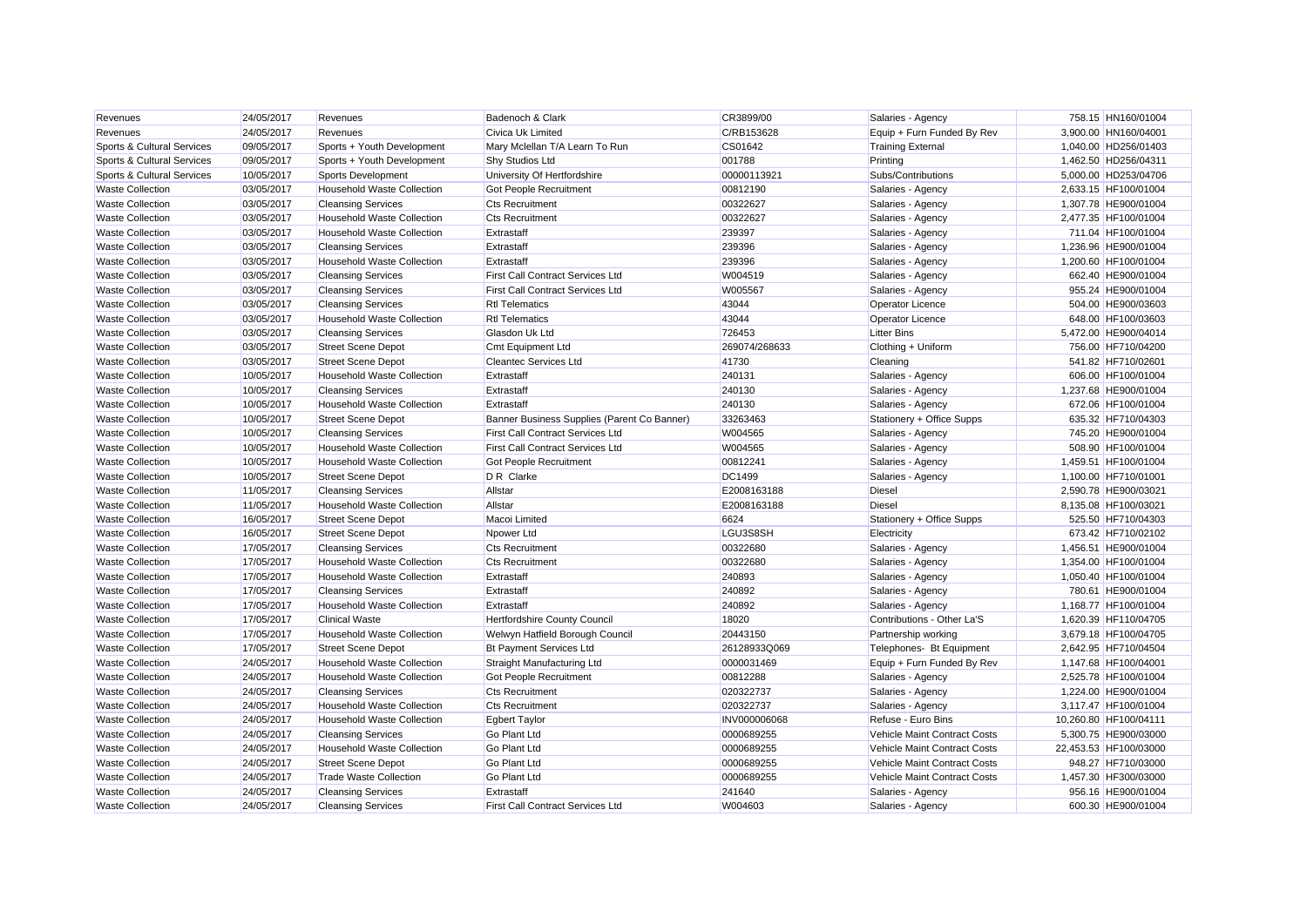| Revenues | 24/05/2017 | Revenues | Badenoch & Clark | CR3899/00 | Salaries - Agency | 758.15 | HN160/01004 |
|---|---|---|---|---|---|---|---|
| Revenues | 24/05/2017 | Revenues | Civica Uk Limited | C/RB153628 | Equip + Furn Funded By Rev | 3,900.00 | HN160/04001 |
| Sports & Cultural Services | 09/05/2017 | Sports + Youth Development | Mary Mclellan T/A Learn To Run | CS01642 | Training External | 1,040.00 | HD256/01403 |
| Sports & Cultural Services | 09/05/2017 | Sports + Youth Development | Shy Studios Ltd | 001788 | Printing | 1,462.50 | HD256/04311 |
| Sports & Cultural Services | 10/05/2017 | Sports Development | University Of Hertfordshire | 00000113921 | Subs/Contributions | 5,000.00 | HD253/04706 |
| Waste Collection | 03/05/2017 | Household Waste Collection | Got People Recruitment | 00812190 | Salaries - Agency | 2,633.15 | HF100/01004 |
| Waste Collection | 03/05/2017 | Cleansing Services | Cts Recruitment | 00322627 | Salaries - Agency | 1,307.78 | HE900/01004 |
| Waste Collection | 03/05/2017 | Household Waste Collection | Cts Recruitment | 00322627 | Salaries - Agency | 2,477.35 | HF100/01004 |
| Waste Collection | 03/05/2017 | Household Waste Collection | Extrastaff | 239397 | Salaries - Agency | 711.04 | HF100/01004 |
| Waste Collection | 03/05/2017 | Cleansing Services | Extrastaff | 239396 | Salaries - Agency | 1,236.96 | HE900/01004 |
| Waste Collection | 03/05/2017 | Household Waste Collection | Extrastaff | 239396 | Salaries - Agency | 1,200.60 | HF100/01004 |
| Waste Collection | 03/05/2017 | Cleansing Services | First Call Contract Services Ltd | W004519 | Salaries - Agency | 662.40 | HE900/01004 |
| Waste Collection | 03/05/2017 | Cleansing Services | First Call Contract Services Ltd | W005567 | Salaries - Agency | 955.24 | HE900/01004 |
| Waste Collection | 03/05/2017 | Cleansing Services | Rtl Telematics | 43044 | Operator Licence | 504.00 | HE900/03603 |
| Waste Collection | 03/05/2017 | Household Waste Collection | Rtl Telematics | 43044 | Operator Licence | 648.00 | HF100/03603 |
| Waste Collection | 03/05/2017 | Cleansing Services | Glasdon Uk Ltd | 726453 | Litter Bins | 5,472.00 | HE900/04014 |
| Waste Collection | 03/05/2017 | Street Scene Depot | Cmt Equipment Ltd | 269074/268633 | Clothing + Uniform | 756.00 | HF710/04200 |
| Waste Collection | 03/05/2017 | Street Scene Depot | Cleantec Services Ltd | 41730 | Cleaning | 541.82 | HF710/02601 |
| Waste Collection | 10/05/2017 | Household Waste Collection | Extrastaff | 240131 | Salaries - Agency | 606.00 | HF100/01004 |
| Waste Collection | 10/05/2017 | Cleansing Services | Extrastaff | 240130 | Salaries - Agency | 1,237.68 | HE900/01004 |
| Waste Collection | 10/05/2017 | Household Waste Collection | Extrastaff | 240130 | Salaries - Agency | 672.06 | HF100/01004 |
| Waste Collection | 10/05/2017 | Street Scene Depot | Banner Business Supplies (Parent Co Banner) | 33263463 | Stationery + Office Supps | 635.32 | HF710/04303 |
| Waste Collection | 10/05/2017 | Cleansing Services | First Call Contract Services Ltd | W004565 | Salaries - Agency | 745.20 | HE900/01004 |
| Waste Collection | 10/05/2017 | Household Waste Collection | First Call Contract Services Ltd | W004565 | Salaries - Agency | 508.90 | HF100/01004 |
| Waste Collection | 10/05/2017 | Household Waste Collection | Got People Recruitment | 00812241 | Salaries - Agency | 1,459.51 | HF100/01004 |
| Waste Collection | 10/05/2017 | Street Scene Depot | D R Clarke | DC1499 | Salaries - Agency | 1,100.00 | HF710/01001 |
| Waste Collection | 11/05/2017 | Cleansing Services | Allstar | E2008163188 | Diesel | 2,590.78 | HE900/03021 |
| Waste Collection | 11/05/2017 | Household Waste Collection | Allstar | E2008163188 | Diesel | 8,135.08 | HF100/03021 |
| Waste Collection | 16/05/2017 | Street Scene Depot | Macoi Limited | 6624 | Stationery + Office Supps | 525.50 | HF710/04303 |
| Waste Collection | 16/05/2017 | Street Scene Depot | Npower Ltd | LGU3S8SH | Electricity | 673.42 | HF710/02102 |
| Waste Collection | 17/05/2017 | Cleansing Services | Cts Recruitment | 00322680 | Salaries - Agency | 1,456.51 | HE900/01004 |
| Waste Collection | 17/05/2017 | Household Waste Collection | Cts Recruitment | 00322680 | Salaries - Agency | 1,354.00 | HF100/01004 |
| Waste Collection | 17/05/2017 | Household Waste Collection | Extrastaff | 240893 | Salaries - Agency | 1,050.40 | HF100/01004 |
| Waste Collection | 17/05/2017 | Cleansing Services | Extrastaff | 240892 | Salaries - Agency | 780.61 | HE900/01004 |
| Waste Collection | 17/05/2017 | Household Waste Collection | Extrastaff | 240892 | Salaries - Agency | 1,168.77 | HF100/01004 |
| Waste Collection | 17/05/2017 | Clinical Waste | Hertfordshire County Council | 18020 | Contributions - Other La'S | 1,620.39 | HF110/04705 |
| Waste Collection | 17/05/2017 | Household Waste Collection | Welwyn Hatfield Borough Council | 20443150 | Partnership working | 3,679.18 | HF100/04705 |
| Waste Collection | 17/05/2017 | Street Scene Depot | Bt Payment Services Ltd | 26128933Q069 | Telephones- Bt Equipment | 2,642.95 | HF710/04504 |
| Waste Collection | 24/05/2017 | Household Waste Collection | Straight Manufacturing Ltd | 0000031469 | Equip + Furn Funded By Rev | 1,147.68 | HF100/04001 |
| Waste Collection | 24/05/2017 | Household Waste Collection | Got People Recruitment | 00812288 | Salaries - Agency | 2,525.78 | HF100/01004 |
| Waste Collection | 24/05/2017 | Cleansing Services | Cts Recruitment | 020322737 | Salaries - Agency | 1,224.00 | HE900/01004 |
| Waste Collection | 24/05/2017 | Household Waste Collection | Cts Recruitment | 020322737 | Salaries - Agency | 3,117.47 | HF100/01004 |
| Waste Collection | 24/05/2017 | Household Waste Collection | Egbert Taylor | INV000006068 | Refuse - Euro Bins | 10,260.80 | HF100/04111 |
| Waste Collection | 24/05/2017 | Cleansing Services | Go Plant Ltd | 0000689255 | Vehicle Maint Contract Costs | 5,300.75 | HE900/03000 |
| Waste Collection | 24/05/2017 | Household Waste Collection | Go Plant Ltd | 0000689255 | Vehicle Maint Contract Costs | 22,453.53 | HF100/03000 |
| Waste Collection | 24/05/2017 | Street Scene Depot | Go Plant Ltd | 0000689255 | Vehicle Maint Contract Costs | 948.27 | HF710/03000 |
| Waste Collection | 24/05/2017 | Trade Waste Collection | Go Plant Ltd | 0000689255 | Vehicle Maint Contract Costs | 1,457.30 | HF300/03000 |
| Waste Collection | 24/05/2017 | Cleansing Services | Extrastaff | 241640 | Salaries - Agency | 956.16 | HE900/01004 |
| Waste Collection | 24/05/2017 | Cleansing Services | First Call Contract Services Ltd | W004603 | Salaries - Agency | 600.30 | HE900/01004 |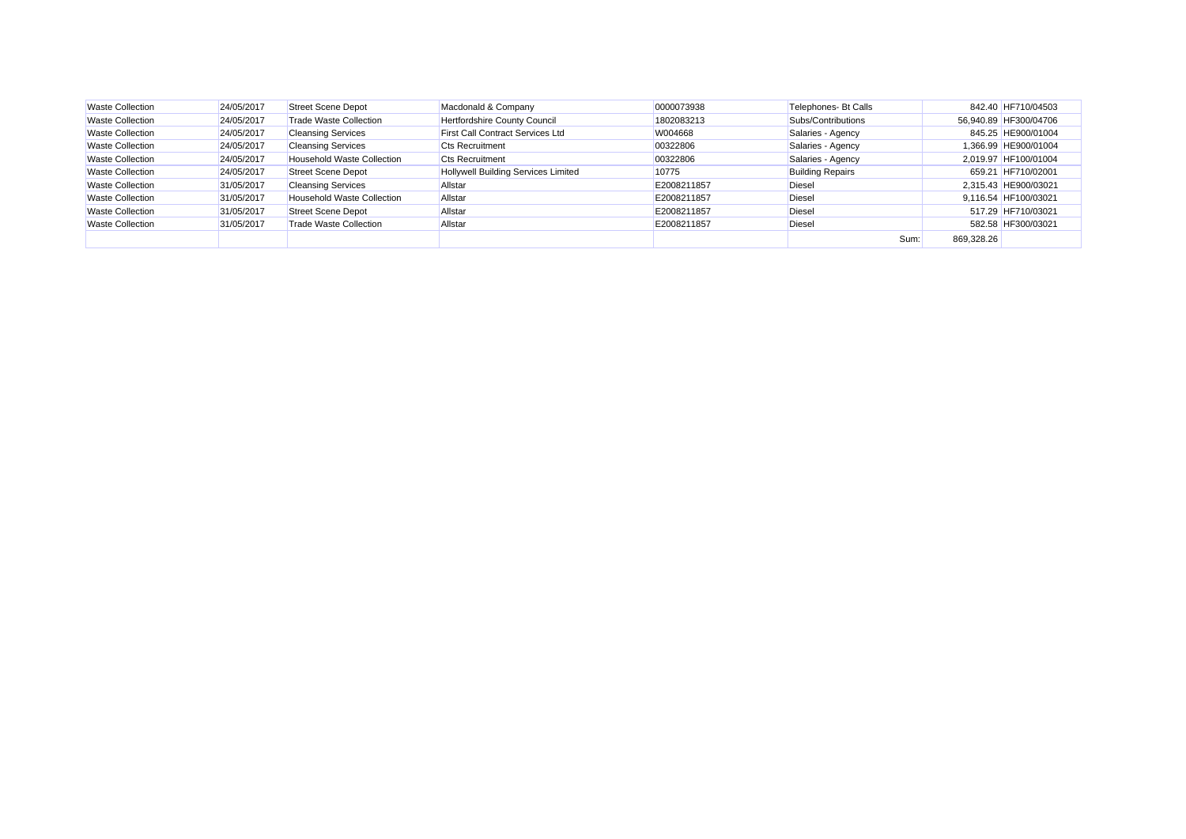| | | | | | | | |
|---|---|---|---|---|---|---|---|
| Waste Collection | 24/05/2017 | Street Scene Depot | Macdonald & Company | 0000073938 | Telephones- Bt Calls | 842.40 | HF710/04503 |
| Waste Collection | 24/05/2017 | Trade Waste Collection | Hertfordshire County Council | 1802083213 | Subs/Contributions | 56,940.89 | HF300/04706 |
| Waste Collection | 24/05/2017 | Cleansing Services | First Call Contract Services Ltd | W004668 | Salaries - Agency | 845.25 | HE900/01004 |
| Waste Collection | 24/05/2017 | Cleansing Services | Cts Recruitment | 00322806 | Salaries - Agency | 1,366.99 | HE900/01004 |
| Waste Collection | 24/05/2017 | Household Waste Collection | Cts Recruitment | 00322806 | Salaries - Agency | 2,019.97 | HF100/01004 |
| Waste Collection | 24/05/2017 | Street Scene Depot | Hollywell Building Services Limited | 10775 | Building Repairs | 659.21 | HF710/02001 |
| Waste Collection | 31/05/2017 | Cleansing Services | Allstar | E2008211857 | Diesel | 2,315.43 | HE900/03021 |
| Waste Collection | 31/05/2017 | Household Waste Collection | Allstar | E2008211857 | Diesel | 9,116.54 | HF100/03021 |
| Waste Collection | 31/05/2017 | Street Scene Depot | Allstar | E2008211857 | Diesel | 517.29 | HF710/03021 |
| Waste Collection | 31/05/2017 | Trade Waste Collection | Allstar | E2008211857 | Diesel | 582.58 | HF300/03021 |
| | | | | | Sum: | 869,328.26 | |